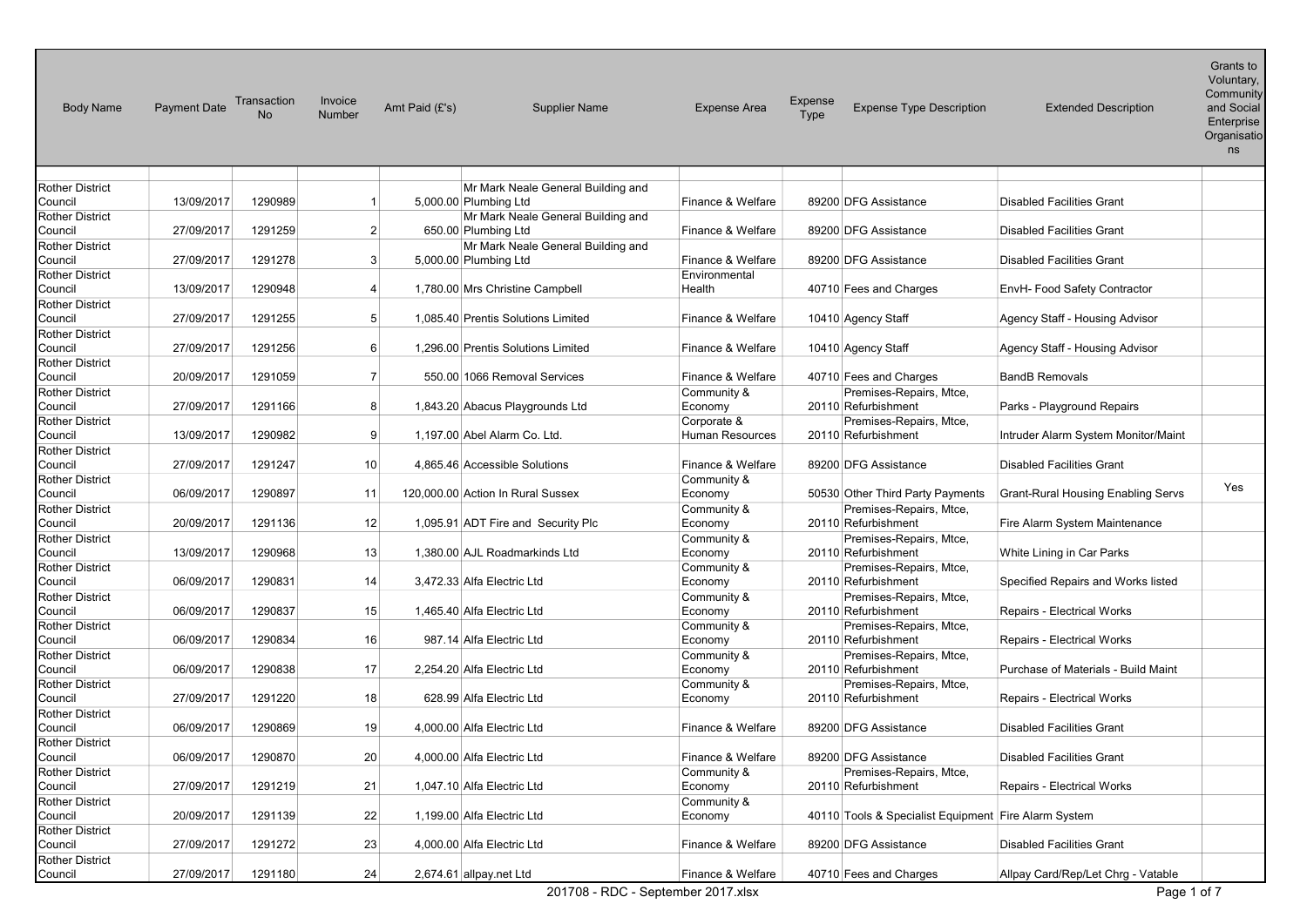| Body Name | Payment Date | Transaction No | Invoice Number | Amt Paid (£'s) | Supplier Name | Expense Area | Expense Type | Expense Type Description | Extended Description | Grants to Voluntary, Community and Social Enterprise Organisations |
|---|---|---|---|---|---|---|---|---|---|---|
| | | | | | | | | | | |
| Rother District Council | 13/09/2017 | 1290989 | 1 | 5,000.00 | Mr Mark Neale General Building and Plumbing Ltd | Finance & Welfare | 89200 | DFG Assistance | Disabled Facilities Grant | |
| Rother District Council | 27/09/2017 | 1291259 | 2 | 650.00 | Mr Mark Neale General Building and Plumbing Ltd | Finance & Welfare | 89200 | DFG Assistance | Disabled Facilities Grant | |
| Rother District Council | 27/09/2017 | 1291278 | 3 | 5,000.00 | Mr Mark Neale General Building and Plumbing Ltd | Finance & Welfare | 89200 | DFG Assistance | Disabled Facilities Grant | |
| Rother District Council | 13/09/2017 | 1290948 | 4 | 1,780.00 | Mrs Christine Campbell | Environmental Health | 40710 | Fees and Charges | EnvH- Food Safety Contractor | |
| Rother District Council | 27/09/2017 | 1291255 | 5 | 1,085.40 | Prentis Solutions Limited | Finance & Welfare | 10410 | Agency Staff | Agency Staff - Housing Advisor | |
| Rother District Council | 27/09/2017 | 1291256 | 6 | 1,296.00 | Prentis Solutions Limited | Finance & Welfare | 10410 | Agency Staff | Agency Staff - Housing Advisor | |
| Rother District Council | 20/09/2017 | 1291059 | 7 | 550.00 | 1066 Removal Services | Finance & Welfare | 40710 | Fees and Charges | BandB Removals | |
| Rother District Council | 27/09/2017 | 1291166 | 8 | 1,843.20 | Abacus Playgrounds Ltd | Community & Economy | 20110 | Premises-Repairs, Mtce, Refurbishment | Parks - Playground Repairs | |
| Rother District Council | 13/09/2017 | 1290982 | 9 | 1,197.00 | Abel Alarm Co. Ltd. | Corporate & Human Resources | 20110 | Premises-Repairs, Mtce, Refurbishment | Intruder Alarm System Monitor/Maint | |
| Rother District Council | 27/09/2017 | 1291247 | 10 | 4,865.46 | Accessible Solutions | Finance & Welfare | 89200 | DFG Assistance | Disabled Facilities Grant | |
| Rother District Council | 06/09/2017 | 1290897 | 11 | 120,000.00 | Action In Rural Sussex | Community & Economy | 50530 | Other Third Party Payments | Grant-Rural Housing Enabling Servs | Yes |
| Rother District Council | 20/09/2017 | 1291136 | 12 | 1,095.91 | ADT Fire and Security Plc | Community & Economy | 20110 | Premises-Repairs, Mtce, Refurbishment | Fire Alarm System Maintenance | |
| Rother District Council | 13/09/2017 | 1290968 | 13 | 1,380.00 | AJL Roadmarkinds Ltd | Community & Economy | 20110 | Premises-Repairs, Mtce, Refurbishment | White Lining in Car Parks | |
| Rother District Council | 06/09/2017 | 1290831 | 14 | 3,472.33 | Alfa Electric Ltd | Community & Economy | 20110 | Premises-Repairs, Mtce, Refurbishment | Specified Repairs and Works listed | |
| Rother District Council | 06/09/2017 | 1290837 | 15 | 1,465.40 | Alfa Electric Ltd | Community & Economy | 20110 | Premises-Repairs, Mtce, Refurbishment | Repairs - Electrical Works | |
| Rother District Council | 06/09/2017 | 1290834 | 16 | 987.14 | Alfa Electric Ltd | Community & Economy | 20110 | Premises-Repairs, Mtce, Refurbishment | Repairs - Electrical Works | |
| Rother District Council | 06/09/2017 | 1290838 | 17 | 2,254.20 | Alfa Electric Ltd | Community & Economy | 20110 | Premises-Repairs, Mtce, Refurbishment | Purchase of Materials - Build Maint | |
| Rother District Council | 27/09/2017 | 1291220 | 18 | 628.99 | Alfa Electric Ltd | Community & Economy | 20110 | Premises-Repairs, Mtce, Refurbishment | Repairs - Electrical Works | |
| Rother District Council | 06/09/2017 | 1290869 | 19 | 4,000.00 | Alfa Electric Ltd | Finance & Welfare | 89200 | DFG Assistance | Disabled Facilities Grant | |
| Rother District Council | 06/09/2017 | 1290870 | 20 | 4,000.00 | Alfa Electric Ltd | Finance & Welfare | 89200 | DFG Assistance | Disabled Facilities Grant | |
| Rother District Council | 27/09/2017 | 1291219 | 21 | 1,047.10 | Alfa Electric Ltd | Community & Economy | 20110 | Premises-Repairs, Mtce, Refurbishment | Repairs - Electrical Works | |
| Rother District Council | 20/09/2017 | 1291139 | 22 | 1,199.00 | Alfa Electric Ltd | Community & Economy | 40110 | Tools & Specialist Equipment | Fire Alarm System | |
| Rother District Council | 27/09/2017 | 1291272 | 23 | 4,000.00 | Alfa Electric Ltd | Finance & Welfare | 89200 | DFG Assistance | Disabled Facilities Grant | |
| Rother District Council | 27/09/2017 | 1291180 | 24 | 2,674.61 | allpay.net Ltd | Finance & Welfare | 40710 | Fees and Charges | Allpay Card/Rep/Let Chrg - Vatable | |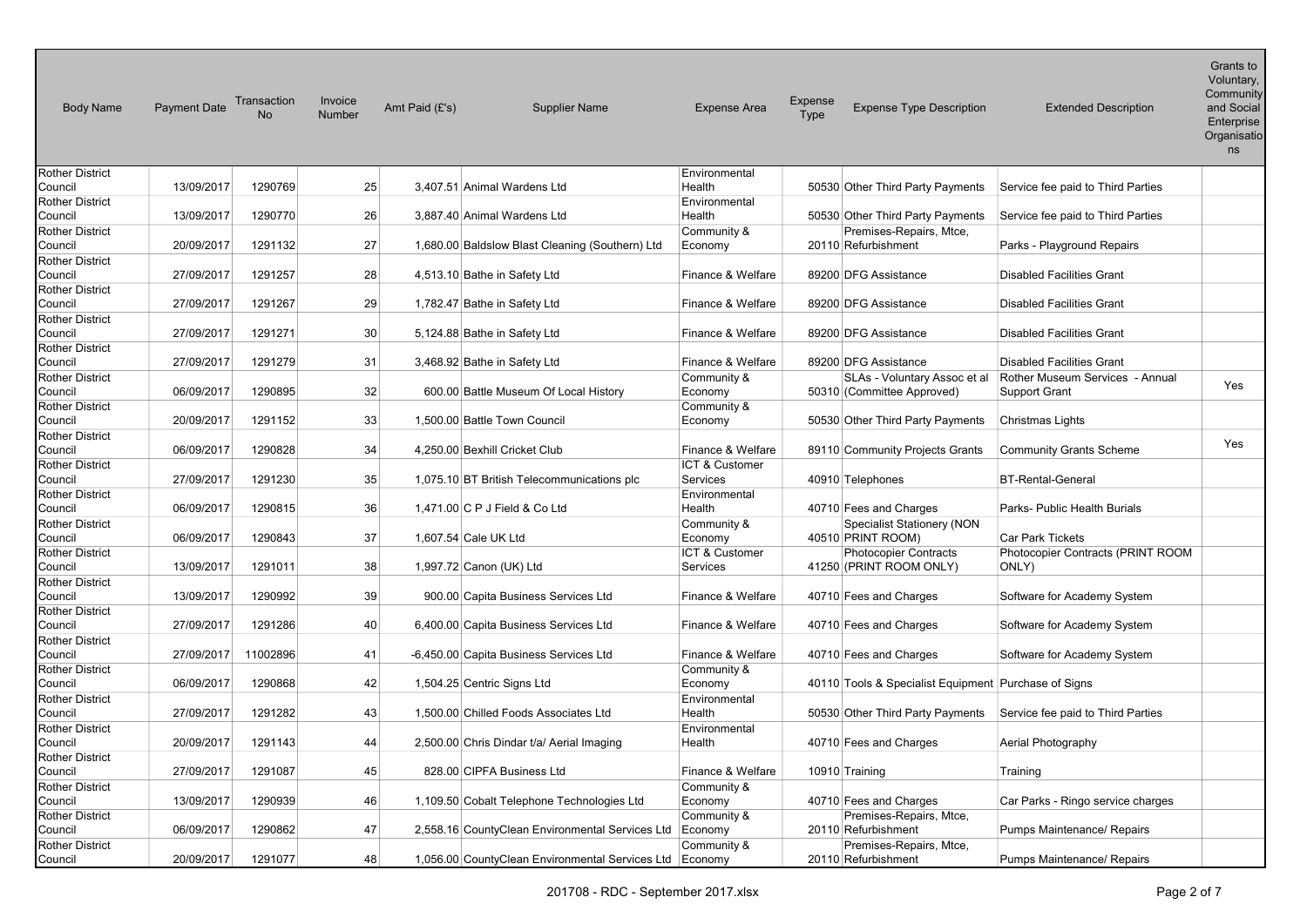| Body Name | Payment Date | Transaction No | Invoice Number | Amt Paid (£'s) | Supplier Name | Expense Area | Expense Type | Expense Type Description | Extended Description | Grants to Voluntary, Community and Social Enterprise Organisations |
|---|---|---|---|---|---|---|---|---|---|---|
| Rother District Council | 13/09/2017 | 1290769 | 25 | 3,407.51 | Animal Wardens Ltd | Environmental Health | 50530 | Other Third Party Payments | Service fee paid to Third Parties | |
| Rother District Council | 13/09/2017 | 1290770 | 26 | 3,887.40 | Animal Wardens Ltd | Environmental Health | 50530 | Other Third Party Payments | Service fee paid to Third Parties | |
| Rother District Council | 20/09/2017 | 1291132 | 27 | 1,680.00 | Baldslow Blast Cleaning (Southern) Ltd | Community & Economy | 20110 | Premises-Repairs, Mtce, Refurbishment | Parks - Playground Repairs | |
| Rother District Council | 27/09/2017 | 1291257 | 28 | 4,513.10 | Bathe in Safety Ltd | Finance & Welfare | 89200 | DFG Assistance | Disabled Facilities Grant | |
| Rother District Council | 27/09/2017 | 1291267 | 29 | 1,782.47 | Bathe in Safety Ltd | Finance & Welfare | 89200 | DFG Assistance | Disabled Facilities Grant | |
| Rother District Council | 27/09/2017 | 1291271 | 30 | 5,124.88 | Bathe in Safety Ltd | Finance & Welfare | 89200 | DFG Assistance | Disabled Facilities Grant | |
| Rother District Council | 27/09/2017 | 1291279 | 31 | 3,468.92 | Bathe in Safety Ltd | Finance & Welfare | 89200 | DFG Assistance | Disabled Facilities Grant | |
| Rother District Council | 06/09/2017 | 1290895 | 32 | 600.00 | Battle Museum Of Local History | Community & Economy | 50310 | SLAs - Voluntary Assoc et al (Committee Approved) | Rother Museum Services - Annual Support Grant | Yes |
| Rother District Council | 20/09/2017 | 1291152 | 33 | 1,500.00 | Battle Town Council | Community & Economy | 50530 | Other Third Party Payments | Christmas Lights | |
| Rother District Council | 06/09/2017 | 1290828 | 34 | 4,250.00 | Bexhill Cricket Club | Finance & Welfare | 89110 | Community Projects Grants | Community Grants Scheme | Yes |
| Rother District Council | 27/09/2017 | 1291230 | 35 | 1,075.10 | BT British Telecommunications plc | ICT & Customer Services | 40910 | Telephones | BT-Rental-General | |
| Rother District Council | 06/09/2017 | 1290815 | 36 | 1,471.00 | C P J Field & Co Ltd | Environmental Health | 40710 | Fees and Charges | Parks- Public Health Burials | |
| Rother District Council | 06/09/2017 | 1290843 | 37 | 1,607.54 | Cale UK Ltd | Community & Economy | 40510 | Specialist Stationery (NON PRINT ROOM) | Car Park Tickets | |
| Rother District Council | 13/09/2017 | 1291011 | 38 | 1,997.72 | Canon (UK) Ltd | ICT & Customer Services | 41250 | Photocopier Contracts (PRINT ROOM ONLY) | Photocopier Contracts (PRINT ROOM ONLY) | |
| Rother District Council | 13/09/2017 | 1290992 | 39 | 900.00 | Capita Business Services Ltd | Finance & Welfare | 40710 | Fees and Charges | Software for Academy System | |
| Rother District Council | 27/09/2017 | 1291286 | 40 | 6,400.00 | Capita Business Services Ltd | Finance & Welfare | 40710 | Fees and Charges | Software for Academy System | |
| Rother District Council | 27/09/2017 | 11002896 | 41 | -6,450.00 | Capita Business Services Ltd | Finance & Welfare | 40710 | Fees and Charges | Software for Academy System | |
| Rother District Council | 06/09/2017 | 1290868 | 42 | 1,504.25 | Centric Signs Ltd | Community & Economy | 40110 | Tools & Specialist Equipment | Purchase of Signs | |
| Rother District Council | 27/09/2017 | 1291282 | 43 | 1,500.00 | Chilled Foods Associates Ltd | Environmental Health | 50530 | Other Third Party Payments | Service fee paid to Third Parties | |
| Rother District Council | 20/09/2017 | 1291143 | 44 | 2,500.00 | Chris Dindar t/a/ Aerial Imaging | Environmental Health | 40710 | Fees and Charges | Aerial Photography | |
| Rother District Council | 27/09/2017 | 1291087 | 45 | 828.00 | CIPFA Business Ltd | Finance & Welfare | 10910 | Training | Training | |
| Rother District Council | 13/09/2017 | 1290939 | 46 | 1,109.50 | Cobalt Telephone Technologies Ltd | Community & Economy | 40710 | Fees and Charges | Car Parks - Ringo service charges | |
| Rother District Council | 06/09/2017 | 1290862 | 47 | 2,558.16 | CountyClean Environmental Services Ltd | Community & Economy | 20110 | Premises-Repairs, Mtce, Refurbishment | Pumps Maintenance/ Repairs | |
| Rother District Council | 20/09/2017 | 1291077 | 48 | 1,056.00 | CountyClean Environmental Services Ltd | Community & Economy | 20110 | Premises-Repairs, Mtce, Refurbishment | Pumps Maintenance/ Repairs | |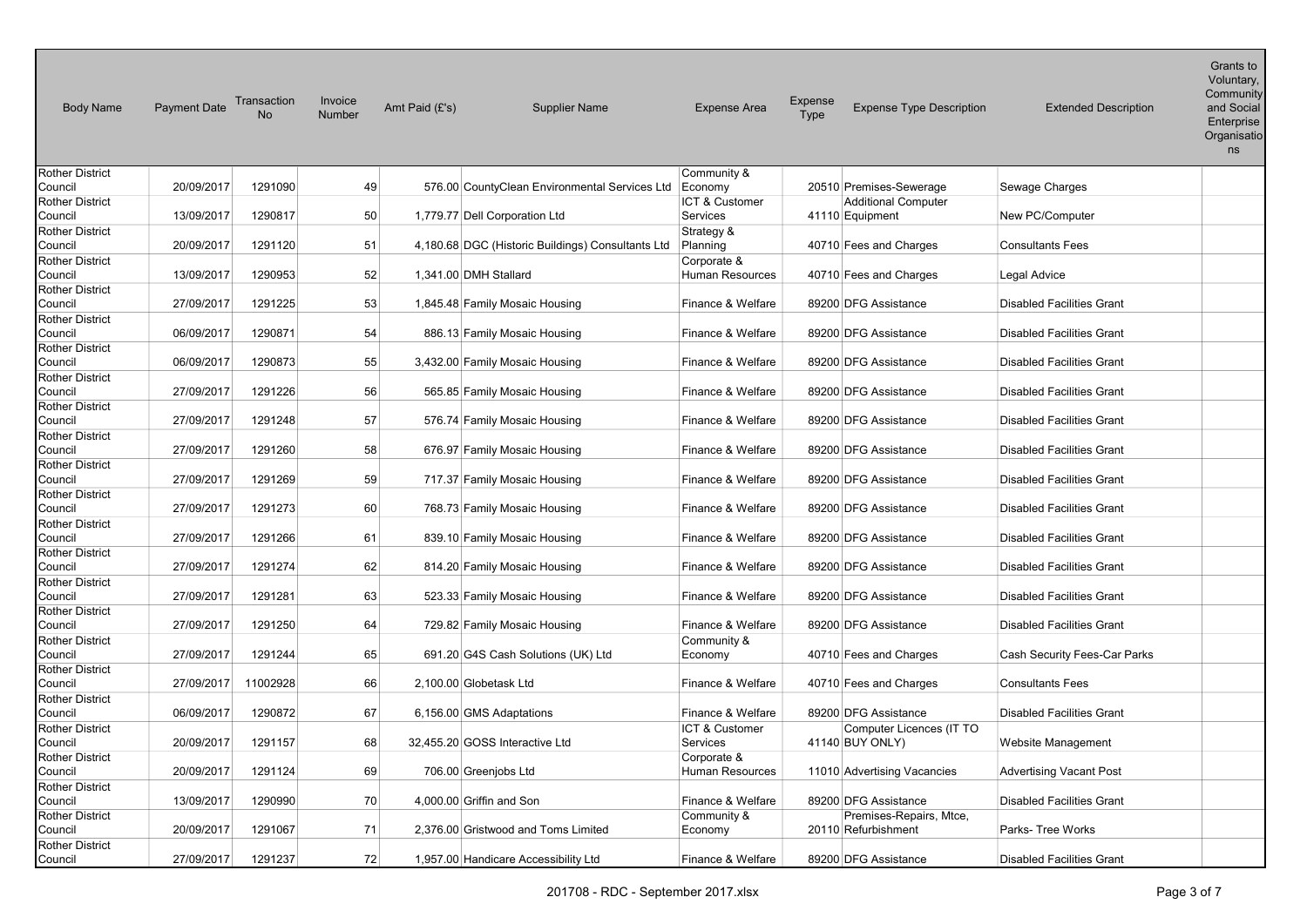| Body Name | Payment Date | Transaction No | Invoice Number | Amt Paid (£'s) | Supplier Name | Expense Area | Expense Type | Expense Type Description | Extended Description | Grants to Voluntary, Community and Social Enterprise Organisations |
|---|---|---|---|---|---|---|---|---|---|---|
| Rother District Council | 20/09/2017 | 1291090 | 49 | 576.00 | CountyClean Environmental Services Ltd | Community & Economy | 20510 | Premises-Sewerage | Sewage Charges | |
| Rother District Council | 13/09/2017 | 1290817 | 50 | 1,779.77 | Dell Corporation Ltd | ICT & Customer Services | 41110 | Additional Computer Equipment | New PC/Computer | |
| Rother District Council | 20/09/2017 | 1291120 | 51 | 4,180.68 | DGC (Historic Buildings) Consultants Ltd | Strategy & Planning | 40710 | Fees and Charges | Consultants Fees | |
| Rother District Council | 13/09/2017 | 1290953 | 52 | 1,341.00 | DMH Stallard | Corporate & Human Resources | 40710 | Fees and Charges | Legal Advice | |
| Rother District Council | 27/09/2017 | 1291225 | 53 | 1,845.48 | Family Mosaic Housing | Finance & Welfare | 89200 | DFG Assistance | Disabled Facilities Grant | |
| Rother District Council | 06/09/2017 | 1290871 | 54 | 886.13 | Family Mosaic Housing | Finance & Welfare | 89200 | DFG Assistance | Disabled Facilities Grant | |
| Rother District Council | 06/09/2017 | 1290873 | 55 | 3,432.00 | Family Mosaic Housing | Finance & Welfare | 89200 | DFG Assistance | Disabled Facilities Grant | |
| Rother District Council | 27/09/2017 | 1291226 | 56 | 565.85 | Family Mosaic Housing | Finance & Welfare | 89200 | DFG Assistance | Disabled Facilities Grant | |
| Rother District Council | 27/09/2017 | 1291248 | 57 | 576.74 | Family Mosaic Housing | Finance & Welfare | 89200 | DFG Assistance | Disabled Facilities Grant | |
| Rother District Council | 27/09/2017 | 1291260 | 58 | 676.97 | Family Mosaic Housing | Finance & Welfare | 89200 | DFG Assistance | Disabled Facilities Grant | |
| Rother District Council | 27/09/2017 | 1291269 | 59 | 717.37 | Family Mosaic Housing | Finance & Welfare | 89200 | DFG Assistance | Disabled Facilities Grant | |
| Rother District Council | 27/09/2017 | 1291273 | 60 | 768.73 | Family Mosaic Housing | Finance & Welfare | 89200 | DFG Assistance | Disabled Facilities Grant | |
| Rother District Council | 27/09/2017 | 1291266 | 61 | 839.10 | Family Mosaic Housing | Finance & Welfare | 89200 | DFG Assistance | Disabled Facilities Grant | |
| Rother District Council | 27/09/2017 | 1291274 | 62 | 814.20 | Family Mosaic Housing | Finance & Welfare | 89200 | DFG Assistance | Disabled Facilities Grant | |
| Rother District Council | 27/09/2017 | 1291281 | 63 | 523.33 | Family Mosaic Housing | Finance & Welfare | 89200 | DFG Assistance | Disabled Facilities Grant | |
| Rother District Council | 27/09/2017 | 1291250 | 64 | 729.82 | Family Mosaic Housing | Finance & Welfare | 89200 | DFG Assistance | Disabled Facilities Grant | |
| Rother District Council | 27/09/2017 | 1291244 | 65 | 691.20 | G4S Cash Solutions (UK) Ltd | Community & Economy | 40710 | Fees and Charges | Cash Security Fees-Car Parks | |
| Rother District Council | 27/09/2017 | 11002928 | 66 | 2,100.00 | Globetask Ltd | Finance & Welfare | 40710 | Fees and Charges | Consultants Fees | |
| Rother District Council | 06/09/2017 | 1290872 | 67 | 6,156.00 | GMS Adaptations | Finance & Welfare | 89200 | DFG Assistance | Disabled Facilities Grant | |
| Rother District Council | 20/09/2017 | 1291157 | 68 | 32,455.20 | GOSS Interactive Ltd | ICT & Customer Services | 41140 | Computer Licences (IT TO BUY ONLY) | Website Management | |
| Rother District Council | 20/09/2017 | 1291124 | 69 | 706.00 | Greenjobs Ltd | Corporate & Human Resources | 11010 | Advertising Vacancies | Advertising Vacant Post | |
| Rother District Council | 13/09/2017 | 1290990 | 70 | 4,000.00 | Griffin and Son | Finance & Welfare | 89200 | DFG Assistance | Disabled Facilities Grant | |
| Rother District Council | 20/09/2017 | 1291067 | 71 | 2,376.00 | Gristwood and Toms Limited | Community & Economy | 20110 | Premises-Repairs, Mtce, Refurbishment | Parks- Tree Works | |
| Rother District Council | 27/09/2017 | 1291237 | 72 | 1,957.00 | Handicare Accessibility Ltd | Finance & Welfare | 89200 | DFG Assistance | Disabled Facilities Grant | |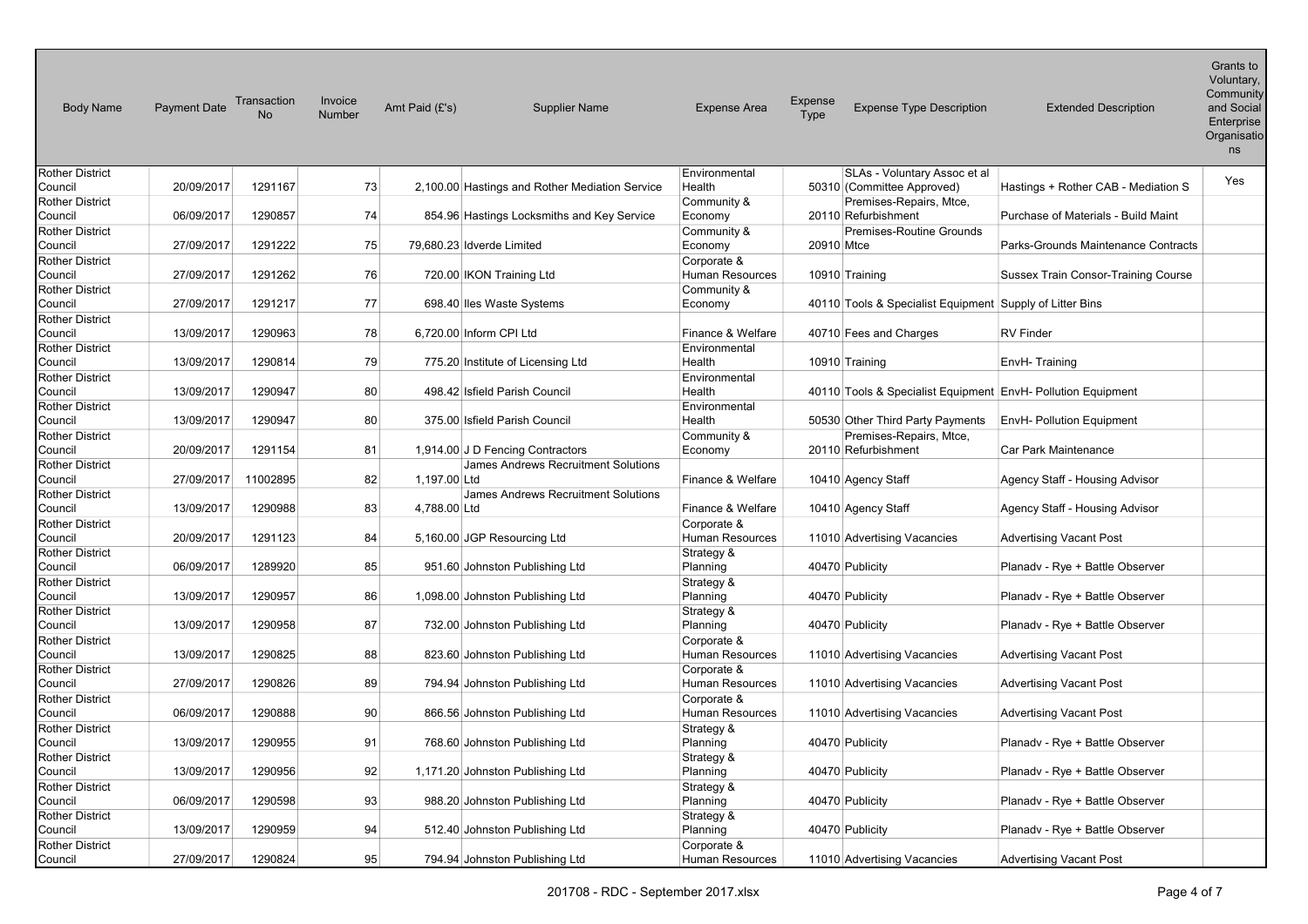| Body Name | Payment Date | Transaction No | Invoice Number | Amt Paid (£'s) | Supplier Name | Expense Area | Expense Type | Expense Type Description | Extended Description | Grants to Voluntary, Community and Social Enterprise Organisations |
|---|---|---|---|---|---|---|---|---|---|---|
| Rother District Council | 20/09/2017 | 1291167 | 73 | 2,100.00 | Hastings and Rother Mediation Service | Environmental Health | 50310 | SLAs - Voluntary Assoc et al (Committee Approved) | Hastings + Rother CAB - Mediation S | Yes |
| Rother District Council | 06/09/2017 | 1290857 | 74 | 854.96 | Hastings Locksmiths and Key Service | Community & Economy | 20110 | Premises-Repairs, Mtce, Refurbishment | Purchase of Materials - Build Maint | |
| Rother District Council | 27/09/2017 | 1291222 | 75 | 79,680.23 | Idverde Limited | Community & Economy | 20910 | Premises-Routine Grounds Mtce | Parks-Grounds Maintenance Contracts | |
| Rother District Council | 27/09/2017 | 1291262 | 76 | 720.00 | IKON Training Ltd | Corporate & Human Resources | 10910 | Training | Sussex Train Consor-Training Course | |
| Rother District Council | 27/09/2017 | 1291217 | 77 | 698.40 | Iles Waste Systems | Community & Economy | 40110 | Tools & Specialist Equipment | Supply of Litter Bins | |
| Rother District Council | 13/09/2017 | 1290963 | 78 | 6,720.00 | Inform CPI Ltd | Finance & Welfare | 40710 | Fees and Charges | RV Finder | |
| Rother District Council | 13/09/2017 | 1290814 | 79 | 775.20 | Institute of Licensing Ltd | Environmental Health | 10910 | Training | EnvH- Training | |
| Rother District Council | 13/09/2017 | 1290947 | 80 | 498.42 | Isfield Parish Council | Environmental Health | 40110 | Tools & Specialist Equipment | EnvH- Pollution Equipment | |
| Rother District Council | 13/09/2017 | 1290947 | 80 | 375.00 | Isfield Parish Council | Environmental Health | 50530 | Other Third Party Payments | EnvH- Pollution Equipment | |
| Rother District Council | 20/09/2017 | 1291154 | 81 | 1,914.00 | J D Fencing Contractors | Community & Economy | 20110 | Premises-Repairs, Mtce, Refurbishment | Car Park Maintenance | |
| Rother District Council | 27/09/2017 | 11002895 | 82 | 1,197.00 | James Andrews Recruitment Solutions Ltd | Finance & Welfare | 10410 | Agency Staff | Agency Staff - Housing Advisor | |
| Rother District Council | 13/09/2017 | 1290988 | 83 | 4,788.00 | James Andrews Recruitment Solutions Ltd | Finance & Welfare | 10410 | Agency Staff | Agency Staff - Housing Advisor | |
| Rother District Council | 20/09/2017 | 1291123 | 84 | 5,160.00 | JGP Resourcing Ltd | Corporate & Human Resources | 11010 | Advertising Vacancies | Advertising Vacant Post | |
| Rother District Council | 06/09/2017 | 1289920 | 85 | 951.60 | Johnston Publishing Ltd | Strategy & Planning | 40470 | Publicity | Planadv - Rye + Battle Observer | |
| Rother District Council | 13/09/2017 | 1290957 | 86 | 1,098.00 | Johnston Publishing Ltd | Strategy & Planning | 40470 | Publicity | Planadv - Rye + Battle Observer | |
| Rother District Council | 13/09/2017 | 1290958 | 87 | 732.00 | Johnston Publishing Ltd | Strategy & Planning | 40470 | Publicity | Planadv - Rye + Battle Observer | |
| Rother District Council | 13/09/2017 | 1290825 | 88 | 823.60 | Johnston Publishing Ltd | Corporate & Human Resources | 11010 | Advertising Vacancies | Advertising Vacant Post | |
| Rother District Council | 27/09/2017 | 1290826 | 89 | 794.94 | Johnston Publishing Ltd | Corporate & Human Resources | 11010 | Advertising Vacancies | Advertising Vacant Post | |
| Rother District Council | 06/09/2017 | 1290888 | 90 | 866.56 | Johnston Publishing Ltd | Corporate & Human Resources | 11010 | Advertising Vacancies | Advertising Vacant Post | |
| Rother District Council | 13/09/2017 | 1290955 | 91 | 768.60 | Johnston Publishing Ltd | Strategy & Planning | 40470 | Publicity | Planadv - Rye + Battle Observer | |
| Rother District Council | 13/09/2017 | 1290956 | 92 | 1,171.20 | Johnston Publishing Ltd | Strategy & Planning | 40470 | Publicity | Planadv - Rye + Battle Observer | |
| Rother District Council | 06/09/2017 | 1290598 | 93 | 988.20 | Johnston Publishing Ltd | Strategy & Planning | 40470 | Publicity | Planadv - Rye + Battle Observer | |
| Rother District Council | 13/09/2017 | 1290959 | 94 | 512.40 | Johnston Publishing Ltd | Strategy & Planning | 40470 | Publicity | Planadv - Rye + Battle Observer | |
| Rother District Council | 27/09/2017 | 1290824 | 95 | 794.94 | Johnston Publishing Ltd | Corporate & Human Resources | 11010 | Advertising Vacancies | Advertising Vacant Post | |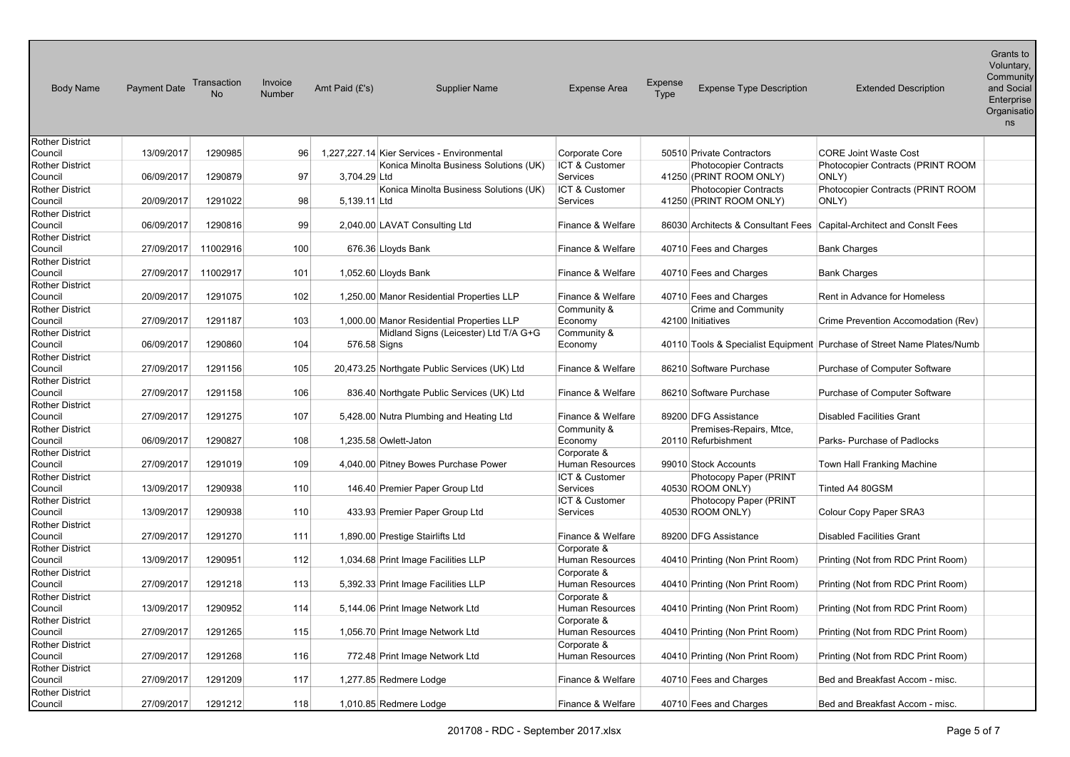| Body Name | Payment Date | Transaction No | Invoice Number | Amt Paid (£'s) | Supplier Name | Expense Area | Expense Type | Expense Type Description | Extended Description | Grants to Voluntary, Community and Social Enterprise Organisations |
|---|---|---|---|---|---|---|---|---|---|---|
| Rother District Council | 13/09/2017 | 1290985 | 96 | 1,227,227.14 | Kier Services - Environmental | Corporate Core | 50510 | Private Contractors | CORE Joint Waste Cost | |
| Rother District Council | 06/09/2017 | 1290879 | 97 | 3,704.29 | Konica Minolta Business Solutions (UK) Ltd | ICT & Customer Services | 41250 | Photocopier Contracts (PRINT ROOM ONLY) | Photocopier Contracts (PRINT ROOM ONLY) | |
| Rother District Council | 20/09/2017 | 1291022 | 98 | 5,139.11 | Konica Minolta Business Solutions (UK) Ltd | ICT & Customer Services | 41250 | Photocopier Contracts (PRINT ROOM ONLY) | Photocopier Contracts (PRINT ROOM ONLY) | |
| Rother District Council | 06/09/2017 | 1290816 | 99 | 2,040.00 | LAVAT Consulting Ltd | Finance & Welfare | 86030 | Architects & Consultant Fees | Capital-Architect and Conslt Fees | |
| Rother District Council | 27/09/2017 | 11002916 | 100 | 676.36 | Lloyds Bank | Finance & Welfare | 40710 | Fees and Charges | Bank Charges | |
| Rother District Council | 27/09/2017 | 11002917 | 101 | 1,052.60 | Lloyds Bank | Finance & Welfare | 40710 | Fees and Charges | Bank Charges | |
| Rother District Council | 20/09/2017 | 1291075 | 102 | 1,250.00 | Manor Residential Properties LLP | Finance & Welfare | 40710 | Fees and Charges | Rent in Advance for Homeless | |
| Rother District Council | 27/09/2017 | 1291187 | 103 | 1,000.00 | Manor Residential Properties LLP | Community & Economy | 42100 | Crime and Community Initiatives | Crime Prevention Accomodation (Rev) | |
| Rother District Council | 06/09/2017 | 1290860 | 104 | 576.58 | Midland Signs (Leicester) Ltd T/A G+G Signs | Community & Economy | 40110 | Tools & Specialist Equipment | Purchase of Street Name Plates/Numb | |
| Rother District Council | 27/09/2017 | 1291156 | 105 | 20,473.25 | Northgate Public Services (UK) Ltd | Finance & Welfare | 86210 | Software Purchase | Purchase of Computer Software | |
| Rother District Council | 27/09/2017 | 1291158 | 106 | 836.40 | Northgate Public Services (UK) Ltd | Finance & Welfare | 86210 | Software Purchase | Purchase of Computer Software | |
| Rother District Council | 27/09/2017 | 1291275 | 107 | 5,428.00 | Nutra Plumbing and Heating Ltd | Finance & Welfare | 89200 | DFG Assistance | Disabled Facilities Grant | |
| Rother District Council | 06/09/2017 | 1290827 | 108 | 1,235.58 | Owlett-Jaton | Community & Economy | 20110 | Premises-Repairs, Mtce, Refurbishment | Parks- Purchase of Padlocks | |
| Rother District Council | 27/09/2017 | 1291019 | 109 | 4,040.00 | Pitney Bowes Purchase Power | Corporate & Human Resources | 99010 | Stock Accounts | Town Hall Franking Machine | |
| Rother District Council | 13/09/2017 | 1290938 | 110 | 146.40 | Premier Paper Group Ltd | ICT & Customer Services | 40530 | Photocopy Paper (PRINT ROOM ONLY) | Tinted A4 80GSM | |
| Rother District Council | 13/09/2017 | 1290938 | 110 | 433.93 | Premier Paper Group Ltd | ICT & Customer Services | 40530 | Photocopy Paper (PRINT ROOM ONLY) | Colour Copy Paper SRA3 | |
| Rother District Council | 27/09/2017 | 1291270 | 111 | 1,890.00 | Prestige Stairlifts Ltd | Finance & Welfare | 89200 | DFG Assistance | Disabled Facilities Grant | |
| Rother District Council | 13/09/2017 | 1290951 | 112 | 1,034.68 | Print Image Facilities LLP | Corporate & Human Resources | 40410 | Printing (Non Print Room) | Printing (Not from RDC Print Room) | |
| Rother District Council | 27/09/2017 | 1291218 | 113 | 5,392.33 | Print Image Facilities LLP | Corporate & Human Resources | 40410 | Printing (Non Print Room) | Printing (Not from RDC Print Room) | |
| Rother District Council | 13/09/2017 | 1290952 | 114 | 5,144.06 | Print Image Network Ltd | Corporate & Human Resources | 40410 | Printing (Non Print Room) | Printing (Not from RDC Print Room) | |
| Rother District Council | 27/09/2017 | 1291265 | 115 | 1,056.70 | Print Image Network Ltd | Corporate & Human Resources | 40410 | Printing (Non Print Room) | Printing (Not from RDC Print Room) | |
| Rother District Council | 27/09/2017 | 1291268 | 116 | 772.48 | Print Image Network Ltd | Corporate & Human Resources | 40410 | Printing (Non Print Room) | Printing (Not from RDC Print Room) | |
| Rother District Council | 27/09/2017 | 1291209 | 117 | 1,277.85 | Redmere Lodge | Finance & Welfare | 40710 | Fees and Charges | Bed and Breakfast Accom - misc. | |
| Rother District Council | 27/09/2017 | 1291212 | 118 | 1,010.85 | Redmere Lodge | Finance & Welfare | 40710 | Fees and Charges | Bed and Breakfast Accom - misc. | |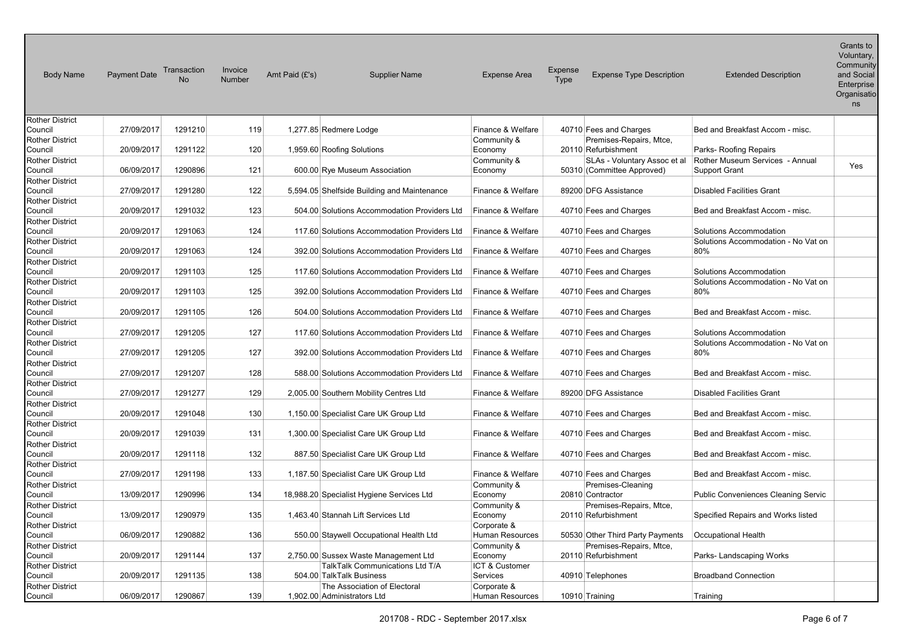| Body Name | Payment Date | Transaction No | Invoice Number | Amt Paid (£'s) | Supplier Name | Expense Area | Expense Type | Expense Type Description | Extended Description | Grants to Voluntary, Community and Social Enterprise Organisations |
|---|---|---|---|---|---|---|---|---|---|---|
| Rother District Council | 27/09/2017 | 1291210 | 119 | 1,277.85 | Redmere Lodge | Finance & Welfare | 40710 | Fees and Charges | Bed and Breakfast Accom - misc. | |
| Rother District Council | 20/09/2017 | 1291122 | 120 | 1,959.60 | Roofing Solutions | Community & Economy | 20110 | Premises-Repairs, Mtce, Refurbishment | Parks- Roofing Repairs | |
| Rother District Council | 06/09/2017 | 1290896 | 121 | 600.00 | Rye Museum Association | Community & Economy | 50310 | SLAs - Voluntary Assoc et al (Committee Approved) | Rother Museum Services - Annual Support Grant | Yes |
| Rother District Council | 27/09/2017 | 1291280 | 122 | 5,594.05 | Shelfside Building and Maintenance | Finance & Welfare | 89200 | DFG Assistance | Disabled Facilities Grant | |
| Rother District Council | 20/09/2017 | 1291032 | 123 | 504.00 | Solutions Accommodation Providers Ltd | Finance & Welfare | 40710 | Fees and Charges | Bed and Breakfast Accom - misc. | |
| Rother District Council | 20/09/2017 | 1291063 | 124 | 117.60 | Solutions Accommodation Providers Ltd | Finance & Welfare | 40710 | Fees and Charges | Solutions Accommodation | |
| Rother District Council | 20/09/2017 | 1291063 | 124 | 392.00 | Solutions Accommodation Providers Ltd | Finance & Welfare | 40710 | Fees and Charges | Solutions Accommodation - No Vat on 80% | |
| Rother District Council | 20/09/2017 | 1291103 | 125 | 117.60 | Solutions Accommodation Providers Ltd | Finance & Welfare | 40710 | Fees and Charges | Solutions Accommodation | |
| Rother District Council | 20/09/2017 | 1291103 | 125 | 392.00 | Solutions Accommodation Providers Ltd | Finance & Welfare | 40710 | Fees and Charges | Solutions Accommodation - No Vat on 80% | |
| Rother District Council | 20/09/2017 | 1291105 | 126 | 504.00 | Solutions Accommodation Providers Ltd | Finance & Welfare | 40710 | Fees and Charges | Bed and Breakfast Accom - misc. | |
| Rother District Council | 27/09/2017 | 1291205 | 127 | 117.60 | Solutions Accommodation Providers Ltd | Finance & Welfare | 40710 | Fees and Charges | Solutions Accommodation | |
| Rother District Council | 27/09/2017 | 1291205 | 127 | 392.00 | Solutions Accommodation Providers Ltd | Finance & Welfare | 40710 | Fees and Charges | Solutions Accommodation - No Vat on 80% | |
| Rother District Council | 27/09/2017 | 1291207 | 128 | 588.00 | Solutions Accommodation Providers Ltd | Finance & Welfare | 40710 | Fees and Charges | Bed and Breakfast Accom - misc. | |
| Rother District Council | 27/09/2017 | 1291277 | 129 | 2,005.00 | Southern Mobility Centres Ltd | Finance & Welfare | 89200 | DFG Assistance | Disabled Facilities Grant | |
| Rother District Council | 20/09/2017 | 1291048 | 130 | 1,150.00 | Specialist Care UK Group Ltd | Finance & Welfare | 40710 | Fees and Charges | Bed and Breakfast Accom - misc. | |
| Rother District Council | 20/09/2017 | 1291039 | 131 | 1,300.00 | Specialist Care UK Group Ltd | Finance & Welfare | 40710 | Fees and Charges | Bed and Breakfast Accom - misc. | |
| Rother District Council | 20/09/2017 | 1291118 | 132 | 887.50 | Specialist Care UK Group Ltd | Finance & Welfare | 40710 | Fees and Charges | Bed and Breakfast Accom - misc. | |
| Rother District Council | 27/09/2017 | 1291198 | 133 | 1,187.50 | Specialist Care UK Group Ltd | Finance & Welfare | 40710 | Fees and Charges | Bed and Breakfast Accom - misc. | |
| Rother District Council | 13/09/2017 | 1290996 | 134 | 18,988.20 | Specialist Hygiene Services Ltd | Community & Economy | 20810 | Premises-Cleaning Contractor | Public Conveniences Cleaning Servic | |
| Rother District Council | 13/09/2017 | 1290979 | 135 | 1,463.40 | Stannah Lift Services Ltd | Community & Economy | 20110 | Premises-Repairs, Mtce, Refurbishment | Specified Repairs and Works listed | |
| Rother District Council | 06/09/2017 | 1290882 | 136 | 550.00 | Staywell Occupational Health Ltd | Corporate & Human Resources | 50530 | Other Third Party Payments | Occupational Health | |
| Rother District Council | 20/09/2017 | 1291144 | 137 | 2,750.00 | Sussex Waste Management Ltd | Community & Economy | 20110 | Premises-Repairs, Mtce, Refurbishment | Parks- Landscaping Works | |
| Rother District Council | 20/09/2017 | 1291135 | 138 | 504.00 | TalkTalk Communications Ltd T/A TalkTalk Business | ICT & Customer Services | 40910 | Telephones | Broadband Connection | |
| Rother District Council | 06/09/2017 | 1290867 | 139 | 1,902.00 | The Association of Electoral Administrators Ltd | Corporate & Human Resources | 10910 | Training | Training | |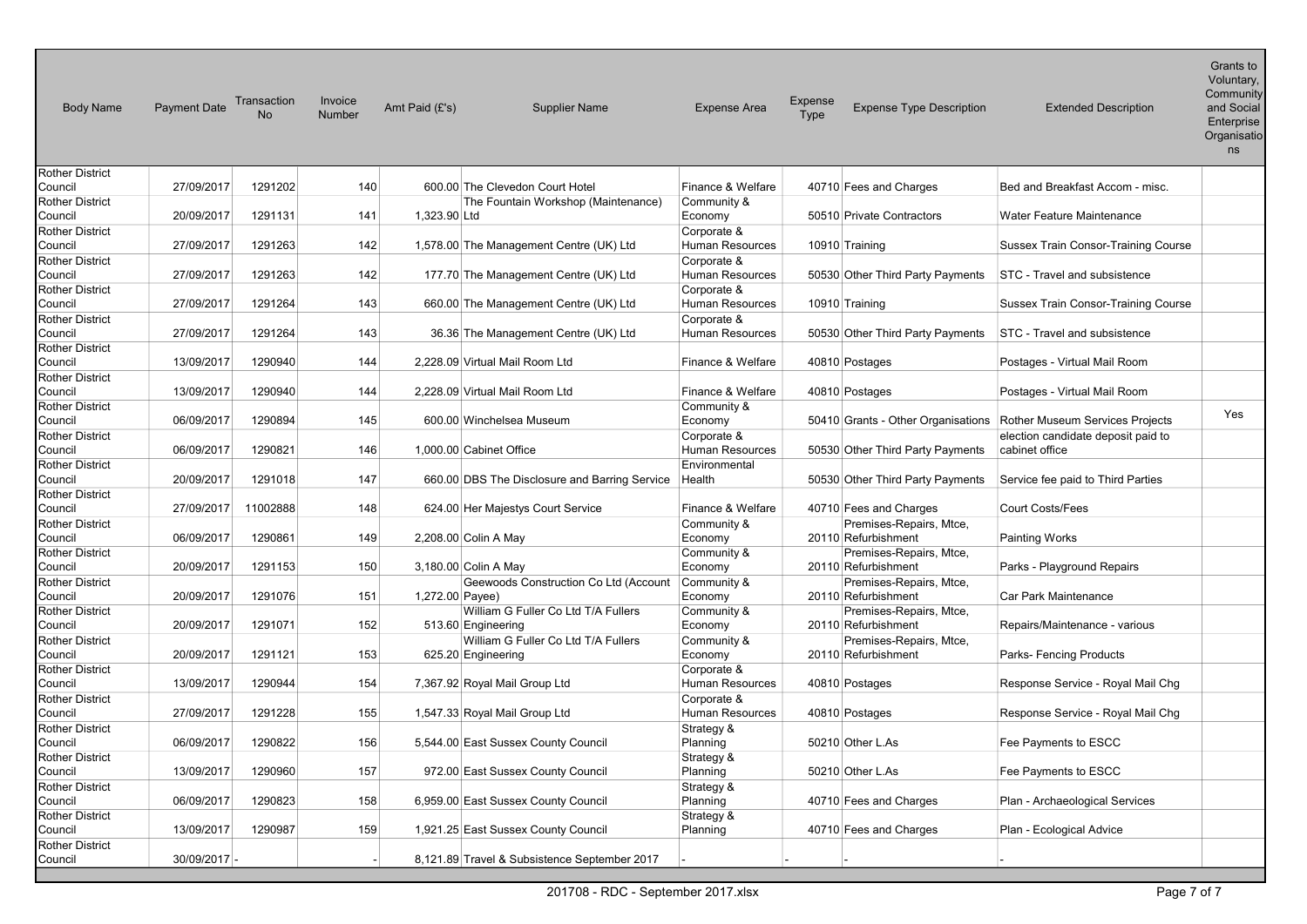| Body Name | Payment Date | Transaction No | Invoice Number | Amt Paid (£'s) | Supplier Name | Expense Area | Expense Type | Expense Type Description | Extended Description | Grants to Voluntary, Community and Social Enterprise Organisations |
|---|---|---|---|---|---|---|---|---|---|---|
| Rother District Council | 27/09/2017 | 1291202 | 140 | 600.00 | The Clevedon Court Hotel | Finance & Welfare | 40710 | Fees and Charges | Bed and Breakfast Accom - misc. | |
| Rother District Council | 20/09/2017 | 1291131 | 141 | 1,323.90 | The Fountain Workshop (Maintenance) Ltd | Community & Economy | 50510 | Private Contractors | Water Feature Maintenance | |
| Rother District Council | 27/09/2017 | 1291263 | 142 | 1,578.00 | The Management Centre (UK) Ltd | Corporate & Human Resources | 10910 | Training | Sussex Train Consor-Training Course | |
| Rother District Council | 27/09/2017 | 1291263 | 142 | 177.70 | The Management Centre (UK) Ltd | Corporate & Human Resources | 50530 | Other Third Party Payments | STC - Travel and subsistence | |
| Rother District Council | 27/09/2017 | 1291264 | 143 | 660.00 | The Management Centre (UK) Ltd | Corporate & Human Resources | 10910 | Training | Sussex Train Consor-Training Course | |
| Rother District Council | 27/09/2017 | 1291264 | 143 | 36.36 | The Management Centre (UK) Ltd | Corporate & Human Resources | 50530 | Other Third Party Payments | STC - Travel and subsistence | |
| Rother District Council | 13/09/2017 | 1290940 | 144 | 2,228.09 | Virtual Mail Room Ltd | Finance & Welfare | 40810 | Postages | Postages - Virtual Mail Room | |
| Rother District Council | 13/09/2017 | 1290940 | 144 | 2,228.09 | Virtual Mail Room Ltd | Finance & Welfare | 40810 | Postages | Postages - Virtual Mail Room | |
| Rother District Council | 06/09/2017 | 1290894 | 145 | 600.00 | Winchelsea Museum | Community & Economy | 50410 | Grants - Other Organisations | Rother Museum Services Projects | Yes |
| Rother District Council | 06/09/2017 | 1290821 | 146 | 1,000.00 | Cabinet Office | Corporate & Human Resources | 50530 | Other Third Party Payments | election candidate deposit paid to cabinet office | |
| Rother District Council | 20/09/2017 | 1291018 | 147 | 660.00 | DBS The Disclosure and Barring Service | Environmental Health | 50530 | Other Third Party Payments | Service fee paid to Third Parties | |
| Rother District Council | 27/09/2017 | 11002888 | 148 | 624.00 | Her Majestys Court Service | Finance & Welfare | 40710 | Fees and Charges | Court Costs/Fees | |
| Rother District Council | 06/09/2017 | 1290861 | 149 | 2,208.00 | Colin A May | Community & Economy | 20110 | Premises-Repairs, Mtce, Refurbishment | Painting Works | |
| Rother District Council | 20/09/2017 | 1291153 | 150 | 3,180.00 | Colin A May | Community & Economy | 20110 | Premises-Repairs, Mtce, Refurbishment | Parks - Playground Repairs | |
| Rother District Council | 20/09/2017 | 1291076 | 151 | 1,272.00 | Geewoods Construction Co Ltd (Account Payee) | Community & Economy | 20110 | Premises-Repairs, Mtce, Refurbishment | Car Park Maintenance | |
| Rother District Council | 20/09/2017 | 1291071 | 152 | 513.60 | William G Fuller Co Ltd T/A Fullers Engineering | Community & Economy | 20110 | Premises-Repairs, Mtce, Refurbishment | Repairs/Maintenance - various | |
| Rother District Council | 20/09/2017 | 1291121 | 153 | 625.20 | William G Fuller Co Ltd T/A Fullers Engineering | Community & Economy | 20110 | Premises-Repairs, Mtce, Refurbishment | Parks- Fencing Products | |
| Rother District Council | 13/09/2017 | 1290944 | 154 | 7,367.92 | Royal Mail Group Ltd | Corporate & Human Resources | 40810 | Postages | Response Service - Royal Mail Chg | |
| Rother District Council | 27/09/2017 | 1291228 | 155 | 1,547.33 | Royal Mail Group Ltd | Corporate & Human Resources | 40810 | Postages | Response Service - Royal Mail Chg | |
| Rother District Council | 06/09/2017 | 1290822 | 156 | 5,544.00 | East Sussex County Council | Strategy & Planning | 50210 | Other L.As | Fee Payments to ESCC | |
| Rother District Council | 13/09/2017 | 1290960 | 157 | 972.00 | East Sussex County Council | Strategy & Planning | 50210 | Other L.As | Fee Payments to ESCC | |
| Rother District Council | 06/09/2017 | 1290823 | 158 | 6,959.00 | East Sussex County Council | Strategy & Planning | 40710 | Fees and Charges | Plan - Archaeological Services | |
| Rother District Council | 13/09/2017 | 1290987 | 159 | 1,921.25 | East Sussex County Council | Strategy & Planning | 40710 | Fees and Charges | Plan - Ecological Advice | |
| Rother District Council | 30/09/2017 | - | - | 8,121.89 | Travel & Subsistence September 2017 | - | - | - | - | |

201708 - RDC - September 2017.xlsx